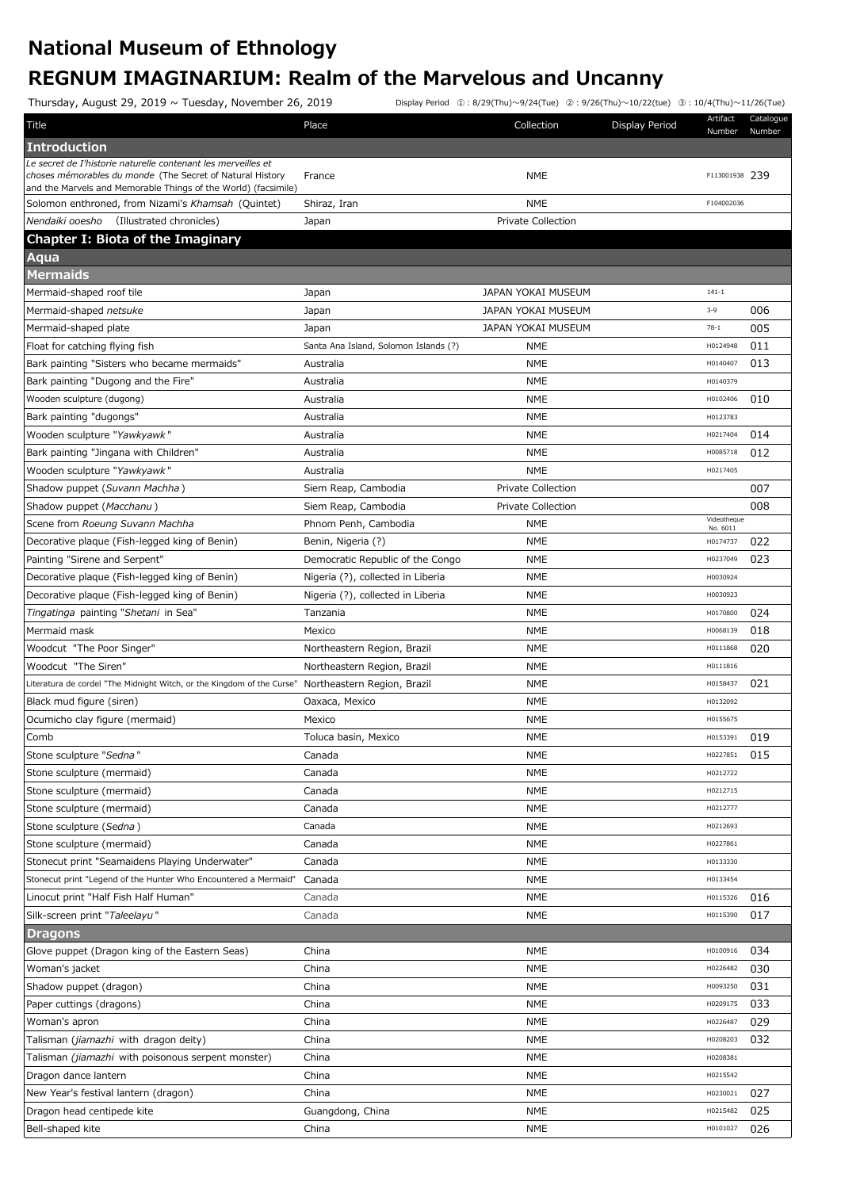# National Museum of Ethnology

# REGNUM IMAGINARIUM: Realm of the Marvelous and Uncanny

Thursday, August 29, 2019 ~ Tuesday, November 26, 2019

Display Period ①: 8/29(Thu)~9/24(Tue) ②: 9/26(Thu)~10/22(tue) ③: 10/4(Thu)~11/26(Tue)

| Title | Place | Collection | Display Period | Artifact Number | Catalogue Number |
|---|---|---|---|---|---|
| **Introduction** | | | | | |
| *Le secret de I'historie naturelle contenant les merveilles et choses mémorables du monde* (The Secret of Natural History and the Marvels and Memorable Things of the World) (facsimile) | France | NME | | F113001938 | 239 |
| Solomon enthroned, from Nizami's *Khamsah* (Quintet) | Shiraz, Iran | NME | | F104002036 | |
| *Nendaiki ooesho* (Illustrated chronicles) | Japan | Private Collection | | | |
| **Chapter I: Biota of the Imaginary** | | | | | |
| **Aqua** | | | | | |
| **Mermaids** | | | | | |
| Mermaid-shaped roof tile | Japan | JAPAN YOKAI MUSEUM | | 141-1 | |
| Mermaid-shaped *netsuke* | Japan | JAPAN YOKAI MUSEUM | | 3-9 | 006 |
| Mermaid-shaped plate | Japan | JAPAN YOKAI MUSEUM | | 78-1 | 005 |
| Float for catching flying fish | Santa Ana Island, Solomon Islands (?) | NME | | H0124948 | 011 |
| Bark painting "Sisters who became mermaids" | Australia | NME | | H0140407 | 013 |
| Bark painting "Dugong and the Fire" | Australia | NME | | H0140379 | |
| Wooden sculpture (dugong) | Australia | NME | | H0102406 | 010 |
| Bark painting "dugongs" | Australia | NME | | H0123783 | |
| Wooden sculpture "*Yawkyawk*" | Australia | NME | | H0217404 | 014 |
| Bark painting "Jingana with Children" | Australia | NME | | H0085718 | 012 |
| Wooden sculpture "*Yawkyawk*" | Australia | NME | | H0217405 | |
| Shadow puppet (*Suvann Machha*) | Siem Reap, Cambodia | Private Collection | | | 007 |
| Shadow puppet (*Macchanu*) | Siem Reap, Cambodia | Private Collection | | | 008 |
| Scene from *Roeung Suvann Machha* | Phnom Penh, Cambodia | NME | | Videotheque No. 6011 | |
| Decorative plaque (Fish-legged king of Benin) | Benin, Nigeria (?) | NME | | H0174737 | 022 |
| Painting "Sirene and Serpent" | Democratic Republic of the Congo | NME | | H0237049 | 023 |
| Decorative plaque (Fish-legged king of Benin) | Nigeria (?), collected in Liberia | NME | | H0030924 | |
| Decorative plaque (Fish-legged king of Benin) | Nigeria (?), collected in Liberia | NME | | H0030923 | |
| *Tingatinga* painting "*Shetani* in Sea" | Tanzania | NME | | H0170800 | 024 |
| Mermaid mask | Mexico | NME | | H0068139 | 018 |
| Woodcut "The Poor Singer" | Northeastern Region, Brazil | NME | | H0111868 | 020 |
| Woodcut "The Siren" | Northeastern Region, Brazil | NME | | H0111816 | |
| Literatura de cordel "The Midnight Witch, or the Kingdom of the Curse" | Northeastern Region, Brazil | NME | | H0158437 | 021 |
| Black mud figure (siren) | Oaxaca, Mexico | NME | | H0132092 | |
| Ocumicho clay figure (mermaid) | Mexico | NME | | H0155675 | |
| Comb | Toluca basin, Mexico | NME | | H0153391 | 019 |
| Stone sculpture "*Sedna*" | Canada | NME | | H0227851 | 015 |
| Stone sculpture (mermaid) | Canada | NME | | H0212722 | |
| Stone sculpture (mermaid) | Canada | NME | | H0212715 | |
| Stone sculpture (mermaid) | Canada | NME | | H0212777 | |
| Stone sculpture (*Sedna*) | Canada | NME | | H0212693 | |
| Stone sculpture (mermaid) | Canada | NME | | H0227861 | |
| Stonecut print "Seamaidens Playing Underwater" | Canada | NME | | H0133330 | |
| Stonecut print "Legend of the Hunter Who Encountered a Mermaid" | Canada | NME | | H0133454 | |
| Linocut print "Half Fish Half Human" | Canada | NME | | H0115326 | 016 |
| Silk-screen print "*Taleelayu*" | Canada | NME | | H0115390 | 017 |
| **Dragons** | | | | | |
| Glove puppet (Dragon king of the Eastern Seas) | China | NME | | H0100916 | 034 |
| Woman's jacket | China | NME | | H0226482 | 030 |
| Shadow puppet (dragon) | China | NME | | H0093250 | 031 |
| Paper cuttings (dragons) | China | NME | | H0209175 | 033 |
| Woman's apron | China | NME | | H0226487 | 029 |
| Talisman (*jiamazhi* with dragon deity) | China | NME | | H0208203 | 032 |
| Talisman (*jiamazhi* with poisonous serpent monster) | China | NME | | H0208381 | |
| Dragon dance lantern | China | NME | | H0215542 | |
| New Year's festival lantern (dragon) | China | NME | | H0230021 | 027 |
| Dragon head centipede kite | Guangdong, China | NME | | H0215482 | 025 |
| Bell-shaped kite | China | NME | | H0101027 | 026 |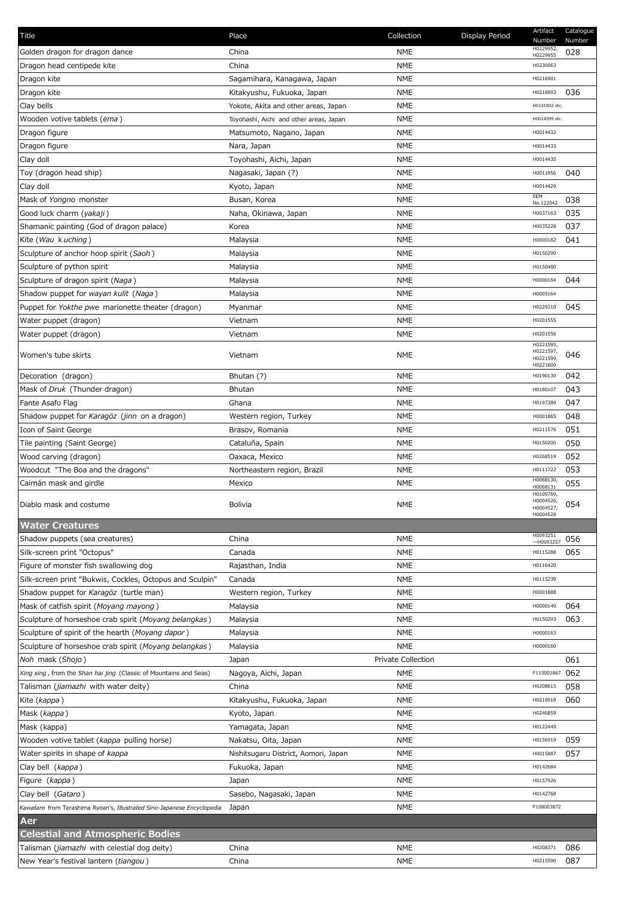| Title | Place | Collection | Display Period | Artifact Number | Catalogue Number |
|---|---|---|---|---|---|
| Golden dragon for dragon dance | China | NME | | H0229952, H0229955 | 028 |
| Dragon head centipede kite | China | NME | | H0230063 | |
| Dragon kite | Sagamihara, Kanagawa, Japan | NME | | H0216901 | |
| Dragon kite | Kitakyushu, Fukuoka, Japan | NME | | H0216893 | 036 |
| Clay bells | Yokote, Akita and other areas, Japan | NME | | H0141802 etc. | |
| Wooden votive tablets (*ema*) | Toyohashi, Aichi and other areas, Japan | NME | | H0014599 etc. | |
| Dragon figure | Matsumoto, Nagano, Japan | NME | | H0014432 | |
| Dragon figure | Nara, Japan | NME | | H0014433 | |
| Clay doll | Toyohashi, Aichi, Japan | NME | | H0014435 | |
| Toy (dragon head ship) | Nagasaki, Japan (?) | NME | | H0011956 | 040 |
| Clay doll | Kyoto, Japan | NME | | H0014429 | |
| Mask of *Yongno* monster | Busan, Korea | NME | | EEM No.122042 | 038 |
| Good luck charm (*yakaji*) | Naha, Okinawa, Japan | NME | | H0037163 | 035 |
| Shamanic painting (God of dragon palace) | Korea | NME | | H0035228 | 037 |
| Kite (*Wau kuching*) | Malaysia | NME | | H0000182 | 041 |
| Sculpture of anchor hoop spirit (*Saoh*) | Malaysia | NME | | H0150290 | |
| Sculpture of python spirit | Malaysia | NME | | H0150480 | |
| Sculpture of dragon spirit (*Naga*) | Malaysia | NME | | H0000164 | 044 |
| Shadow puppet for *wayan kulit* (*Naga*) | Malaysia | NME | | H0005164 | |
| Puppet for *Yokthe pwe* marionette theater (dragon) | Myanmar | NME | | H0229310 | 045 |
| Water puppet (dragon) | Vietnam | NME | | H0201555 | |
| Water puppet (dragon) | Vietnam | NME | | H0201556 | |
| Women's tube skirts | Vietnam | NME | | H0221595, H0221597, H0221599, H0221600 | 046 |
| Decoration (dragon) | Bhutan (?) | NME | | H0190130 | 042 |
| Mask of *Druk* (Thunder dragon) | Bhutan | NME | | H0180107 | 043 |
| Fante Asafo Flag | Ghana | NME | | H0197389 | 047 |
| Shadow puppet for *Karagöz* (*jinn* on a dragon) | Western region, Turkey | NME | | H0001865 | 048 |
| Icon of Saint George | Brasov, Romania | NME | | H0211576 | 051 |
| Tile painting (Saint George) | Cataluña, Spain | NME | | H0150200 | 050 |
| Wood carving (dragon) | Oaxaca, Mexico | NME | | H0268519 | 052 |
| Woodcut "The Boa and the dragons" | Northeastern region, Brazil | NME | | H0111722 | 053 |
| Caimán mask and girdle | Mexico | NME | | H0068130, H0068131 | 055 |
| Diablo mask and costume | Bolivia | NME | | H0109769, H0004526, H0004527, H0004528 | 054 |
| **Water Creatures** | | | | | |
| Shadow puppets (sea creatures) | China | NME | | H0093251 ~H0093257 | 056 |
| Silk-screen print "Octopus" | Canada | NME | | H0115288 | 065 |
| Figure of monster fish swallowing dog | Rajasthan, India | NME | | H0116420 | |
| Silk-screen print "Bukwis, Cockles, Octopus and Sculpin" | Canada | NME | | H0115239 | |
| Shadow puppet for *Karagöz* (turtle man) | Western region, Turkey | NME | | H0001888 | |
| Mask of catfish spirit (*Moyang mayong*) | Malaysia | NME | | H0000149 | 064 |
| Sculpture of horseshoe crab spirit (*Moyang belangkas*) | Malaysia | NME | | H0150293 | 063 |
| Sculpture of spirit of the hearth (*Moyang dapor*) | Malaysia | NME | | H0000163 | |
| Sculpture of horseshoe crab spirit (*Moyang belangkas*) | Malaysia | NME | | H0000160 | |
| *Noh* mask (*Shojo*) | Japan | Private Collection | | | 061 |
| *Xing xing*, from the *Shan hai jing* (Classic of Mountains and Seas) | Nagoya, Aichi, Japan | NME | | F115001867 | 062 |
| Talisman (*jiamazhi* with water deity) | China | NME | | H0208615 | 058 |
| Kite (*kappa*) | Kitakyushu, Fukuoka, Japan | NME | | H0216918 | 060 |
| Mask (*kappa*) | Kyoto, Japan | NME | | H0246859 | |
| Mask (kappa) | Yamagata, Japan | NME | | H0122449 | |
| Wooden votive tablet (*kappa* pulling horse) | Nakatsu, Oita, Japan | NME | | H0156919 | 059 |
| Water spirits in shape of *kappa* | Nishitsugaru District, Aomori, Japan | NME | | H0015887 | 057 |
| Clay bell (*kappa*) | Fukuoka, Japan | NME | | H0142684 | |
| Figure (*kappa*) | Japan | NME | | H0157926 | |
| Clay bell (*Gataro*) | Sasebo, Nagasaki, Japan | NME | | H0142768 | |
| *Kawataro* from Terashima Ryoan's, *Illustrated Sino-Japanese Encyclopedia* | Japan | NME | | F108003872 | |
| **Aer** | | | | | |
| **Celestial and Atmospheric Bodies** | | | | | |
| Talisman (*jiamazhi* with celestial dog deity) | China | NME | | H0208371 | 086 |
| New Year's festival lantern (*tiangou*) | China | NME | | H0215590 | 087 |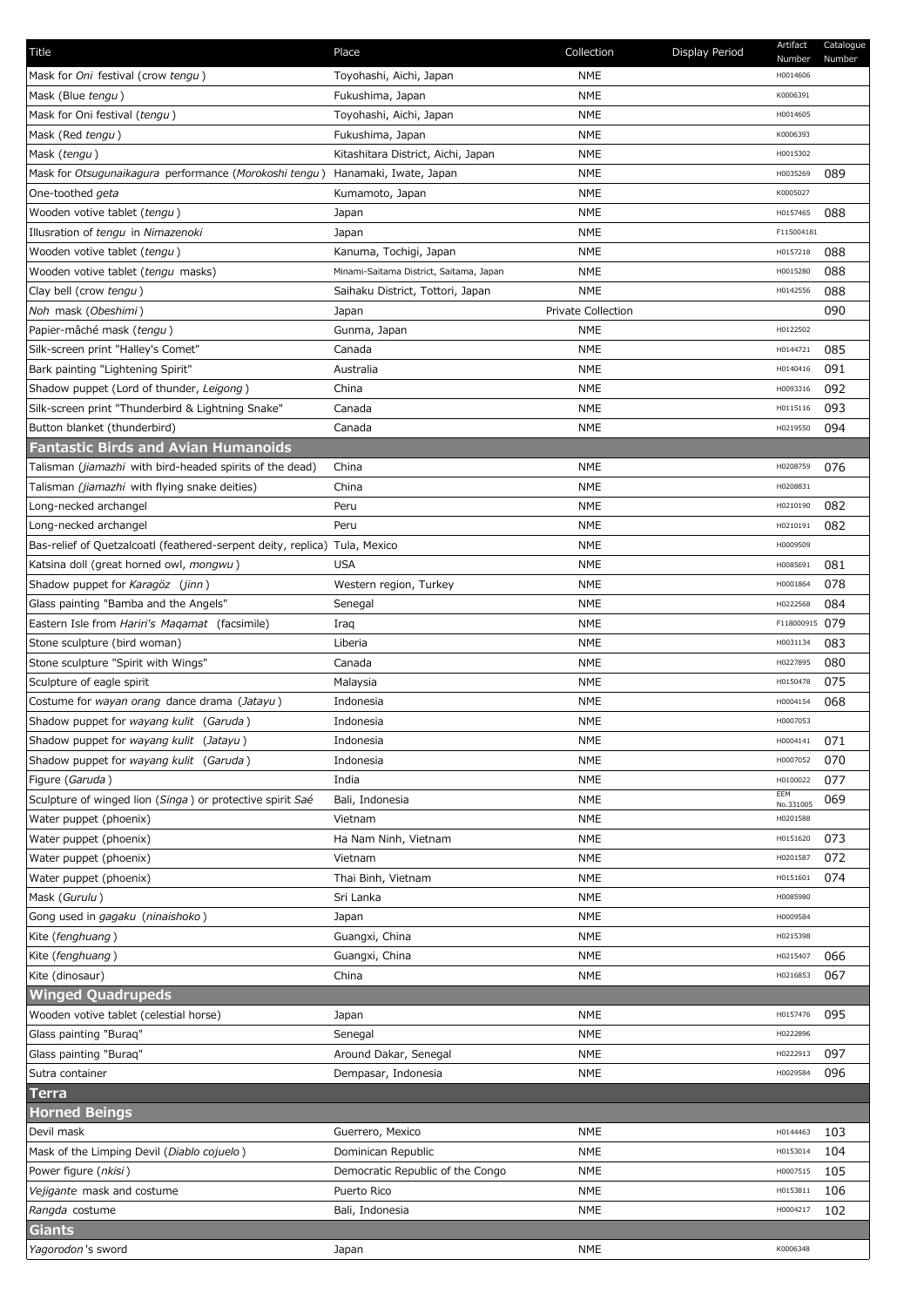| Title | Place | Collection | Display Period | Artifact Number | Catalogue Number |
|---|---|---|---|---|---|
| Mask for *Oni* festival (crow *tengu* ) | Toyohashi, Aichi, Japan | NME | | H0014606 | |
| Mask (Blue *tengu* ) | Fukushima, Japan | NME | | K0006391 | |
| Mask for Oni festival (*tengu* ) | Toyohashi, Aichi, Japan | NME | | H0014605 | |
| Mask (Red *tengu* ) | Fukushima, Japan | NME | | K0006393 | |
| Mask (*tengu* ) | Kitashitara District, Aichi, Japan | NME | | H0015302 | |
| Mask for *Otsugunaikagura* performance (*Morokoshi tengu* ) | Hanamaki, Iwate, Japan | NME | | H0035269 | 089 |
| One-toothed *geta* | Kumamoto, Japan | NME | | K0005027 | |
| Wooden votive tablet (*tengu* ) | Japan | NME | | H0157465 | 088 |
| Illusration of *tengu* in *Nimazenoki* | Japan | NME | | F115004181 | |
| Wooden votive tablet (*tengu* ) | Kanuma, Tochigi, Japan | NME | | H0157218 | 088 |
| Wooden votive tablet (*tengu* masks) | Minami-Saitama District, Saitama, Japan | NME | | H0015280 | 088 |
| Clay bell (crow *tengu* ) | Saihaku District, Tottori, Japan | NME | | H0142556 | 088 |
| *Noh* mask (*Obeshimi* ) | Japan | Private Collection | | | 090 |
| Papier-mâché mask (*tengu* ) | Gunma, Japan | NME | | H0122502 | |
| Silk-screen print "Halley's Comet" | Canada | NME | | H0144721 | 085 |
| Bark painting "Lightening Spirit" | Australia | NME | | H0140416 | 091 |
| Shadow puppet (Lord of thunder, *Leigong* ) | China | NME | | H0093316 | 092 |
| Silk-screen print "Thunderbird & Lightning Snake" | Canada | NME | | H0115116 | 093 |
| Button blanket (thunderbird) | Canada | NME | | H0219550 | 094 |
| **Fantastic Birds and Avian Humanoids** | | | | | |
| Talisman (*jiamazhi* with bird-headed spirits of the dead) | China | NME | | H0208759 | 076 |
| Talisman *(jiamazhi* with flying snake deities) | China | NME | | H0208831 | |
| Long-necked archangel | Peru | NME | | H0210190 | 082 |
| Long-necked archangel | Peru | NME | | H0210191 | 082 |
| Bas-relief of Quetzalcoatl (feathered-serpent deity, replica) | Tula, Mexico | NME | | H0009509 | |
| Katsina doll (great horned owl, *mongwu* ) | USA | NME | | H0085691 | 081 |
| Shadow puppet for *Karagöz* (*jinn* ) | Western region, Turkey | NME | | H0001864 | 078 |
| Glass painting "Bamba and the Angels" | Senegal | NME | | H0222568 | 084 |
| Eastern Isle from *Hariri's Maqamat* (facsimile) | Iraq | NME | | F118000915 | 079 |
| Stone sculpture (bird woman) | Liberia | NME | | H0031134 | 083 |
| Stone sculpture "Spirit with Wings" | Canada | NME | | H0227895 | 080 |
| Sculpture of eagle spirit | Malaysia | NME | | H0150478 | 075 |
| Costume for *wayan orang* dance drama (*Jatayu* ) | Indonesia | NME | | H0004154 | 068 |
| Shadow puppet for *wayang kulit* (*Garuda* ) | Indonesia | NME | | H0007053 | |
| Shadow puppet for *wayang kulit* (*Jatayu* ) | Indonesia | NME | | H0004141 | 071 |
| Shadow puppet for *wayang kulit* (*Garuda* ) | Indonesia | NME | | H0007052 | 070 |
| Figure (*Garuda* ) | India | NME | | H0100022 | 077 |
| Sculpture of winged lion (*Singa* ) or protective spirit *Saé* | Bali, Indonesia | NME | | EEM No.331005 | 069 |
| Water puppet (phoenix) | Vietnam | NME | | H0201588 | |
| Water puppet (phoenix) | Ha Nam Ninh, Vietnam | NME | | H0151620 | 073 |
| Water puppet (phoenix) | Vietnam | NME | | H0201587 | 072 |
| Water puppet (phoenix) | Thai Binh, Vietnam | NME | | H0151601 | 074 |
| Mask (*Gurulu* ) | Sri Lanka | NME | | H0085980 | |
| Gong used in *gagaku* (*ninaishoko* ) | Japan | NME | | H0009584 | |
| Kite (*fenghuang* ) | Guangxi, China | NME | | H0215398 | |
| Kite (*fenghuang* ) | Guangxi, China | NME | | H0215407 | 066 |
| Kite (dinosaur) | China | NME | | H0216853 | 067 |
| **Winged Quadrupeds** | | | | | |
| Wooden votive tablet (celestial horse) | Japan | NME | | H0157476 | 095 |
| Glass painting "Buraq" | Senegal | NME | | H0222896 | |
| Glass painting "Buraq" | Around Dakar, Senegal | NME | | H0222913 | 097 |
| Sutra container | Dempasar, Indonesia | NME | | H0029584 | 096 |
| **Terra** | | | | | |
| **Horned Beings** | | | | | |
| Devil mask | Guerrero, Mexico | NME | | H0144463 | 103 |
| Mask of the Limping Devil (*Diablo cojuelo* ) | Dominican Republic | NME | | H0153014 | 104 |
| Power figure (*nkisi* ) | Democratic Republic of the Congo | NME | | H0007515 | 105 |
| *Vejigante* mask and costume | Puerto Rico | NME | | H0153811 | 106 |
| *Rangda* costume | Bali, Indonesia | NME | | H0004217 | 102 |
| **Giants** | | | | | |
| *Yagorodon* 's sword | Japan | NME | | K0006348 | |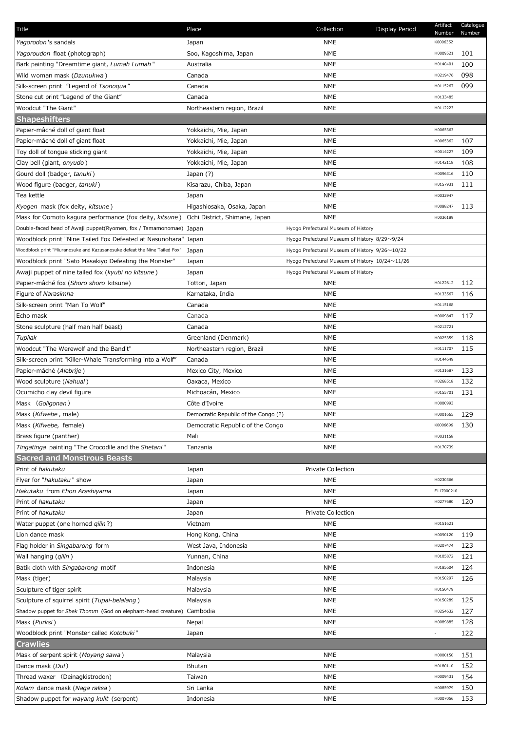| Title | Place | Collection | Display Period | Artifact Number | Catalogue Number |
|---|---|---|---|---|---|
| *Yagorodon*'s sandals | Japan | NME | | K0006352 | |
| *Yagoroudon* float (photograph) | Soo, Kagoshima, Japan | NME | | H0009521 | 101 |
| Bark painting "Dreamtime giant, *Lumah Lumah*" | Australia | NME | | H0140401 | 100 |
| Wild woman mask (*Dzunukwa*) | Canada | NME | | H0219476 | 098 |
| Silk-screen print "Legend of *Tsonoqua*" | Canada | NME | | H0115267 | 099 |
| Stone cut print "Legend of the Giant" | Canada | NME | | H0133485 | |
| Woodcut "The Giant" | Northeastern region, Brazil | NME | | H0112223 | |
| **Shapeshifters** | | | | | |
| Papier-mâché doll of giant float | Yokkaichi, Mie, Japan | NME | | H0065363 | |
| Papier-mâché doll of giant float | Yokkaichi, Mie, Japan | NME | | H0065362 | 107 |
| Toy doll of tongue sticking giant | Yokkaichi, Mie, Japan | NME | | H0014227 | 109 |
| Clay bell (giant, *onyudo*) | Yokkaichi, Mie, Japan | NME | | H0142118 | 108 |
| Gourd doll (badger, *tanuki*) | Japan (?) | NME | | H0096316 | 110 |
| Wood figure (badger, *tanuki*) | Kisarazu, Chiba, Japan | NME | | H0157931 | 111 |
| Tea kettle | Japan | NME | | H0032947 | |
| *Kyogen* mask (fox deity, *kitsune*) | Higashiosaka, Osaka, Japan | NME | | H0088247 | 113 |
| Mask for Oomoto kagura performance (fox deity, *kitsune*) | Ochi District, Shimane, Japan | NME | | H0036189 | |
| Double-faced head of Awaji puppet(Ryomen, fox / Tamamonomae) | Japan | Hyogo Prefectural Museum of History | | | |
| Woodblock print "Nine Tailed Fox Defeated at Nasunohara" | Japan | Hyogo Prefectural Museum of History | 8/29～9/24 | | |
| Woodblock print "Miuranosuke and Kazusanosuke defeat the Nine Tailed Fox" | Japan | Hyogo Prefectural Museum of History | 9/26～10/22 | | |
| Woodblock print "Sato Masakiyo Defeating the Monster" | Japan | Hyogo Prefectural Museum of History | 10/24～11/26 | | |
| Awaji puppet of nine tailed fox (*kyubi no kitsune*) | Japan | Hyogo Prefectural Museum of History | | | |
| Papier-mâché fox (*Shoro shoro* kitsune) | Tottori, Japan | NME | | H0122612 | 112 |
| Figure of *Narasimha* | Karnataka, India | NME | | H0133567 | 116 |
| Silk-screen print "Man To Wolf" | Canada | NME | | H0115168 | |
| Echo mask | Canada | NME | | H0009847 | 117 |
| Stone sculpture (half man half beast) | Canada | NME | | H0212721 | |
| *Tupilak* | Greenland (Denmark) | NME | | H0025359 | 118 |
| Woodcut "The Werewolf and the Bandit" | Northeastern region, Brazil | NME | | H0111707 | 115 |
| Silk-screen print "Killer-Whale Transforming into a Wolf" | Canada | NME | | H0144649 | |
| Papier-mâché (*Alebrije*) | Mexico City, Mexico | NME | | H0131687 | 133 |
| Wood sculpture (*Nahual*) | Oaxaca, Mexico | NME | | H0268518 | 132 |
| Ocumicho clay devil figure | Michoacán, Mexico | NME | | H0155701 | 131 |
| Mask (*Goligonan*) | Côte d'Ivoire | NME | | H0000993 | |
| Mask (*Kifwebe*, male) | Democratic Republic of the Congo (?) | NME | | H0001665 | 129 |
| Mask (*Kifwebe,* female) | Democratic Republic of the Congo | NME | | K0006696 | 130 |
| Brass figure (panther) | Mali | NME | | H0031158 | |
| *Tingatinga* painting "The Crocodile and the *Shetani*" | Tanzania | NME | | H0170739 | |
| **Sacred and Monstrous Beasts** | | | | | |
| Print of *hakutaku* | Japan | Private Collection | | | |
| Flyer for "*hakutaku*" show | Japan | NME | | H0230366 | |
| *Hakutaku* from *Ehon Arashiyama* | Japan | NME | | F117000210 | |
| Print of *hakutaku* | Japan | NME | | H0277680 | 120 |
| Print of *hakutaku* | Japan | Private Collection | | | |
| Water puppet (one horned *qilin*?) | Vietnam | NME | | H0151621 | |
| Lion dance mask | Hong Kong, China | NME | | H0090120 | 119 |
| Flag holder in *Singabarong* form | West Java, Indonesia | NME | | H0207474 | 123 |
| Wall hanging (*qilin*) | Yunnan, China | NME | | H0105872 | 121 |
| Batik cloth with *Singabarong* motif | Indonesia | NME | | H0185604 | 124 |
| Mask (tiger) | Malaysia | NME | | H0150297 | 126 |
| Sculpture of tiger spirit | Malaysia | NME | | H0150479 | |
| Sculpture of squirrel spirit (*Tupai-belalang*) | Malaysia | NME | | H0150289 | 125 |
| Shadow puppet for *Sbek Thomm* (God on elephant-head creature) | Cambodia | NME | | H0254632 | 127 |
| Mask (*Purksi*) | Nepal | NME | | H0089885 | 128 |
| Woodblock print "Monster called *Kotobuki*" | Japan | NME | | - | 122 |
| **Crawlies** | | | | | |
| Mask of serpent spirit (*Moyang sawa*) | Malaysia | NME | | H0000150 | 151 |
| Dance mask (*Dul*) | Bhutan | NME | | H0180110 | 152 |
| Thread waxer (Deinagkistrodon) | Taiwan | NME | | H0009431 | 154 |
| *Kolam* dance mask (*Naga raksa*) | Sri Lanka | NME | | H0085979 | 150 |
| Shadow puppet for *wayang kulit* (serpent) | Indonesia | NME | | H0007056 | 153 |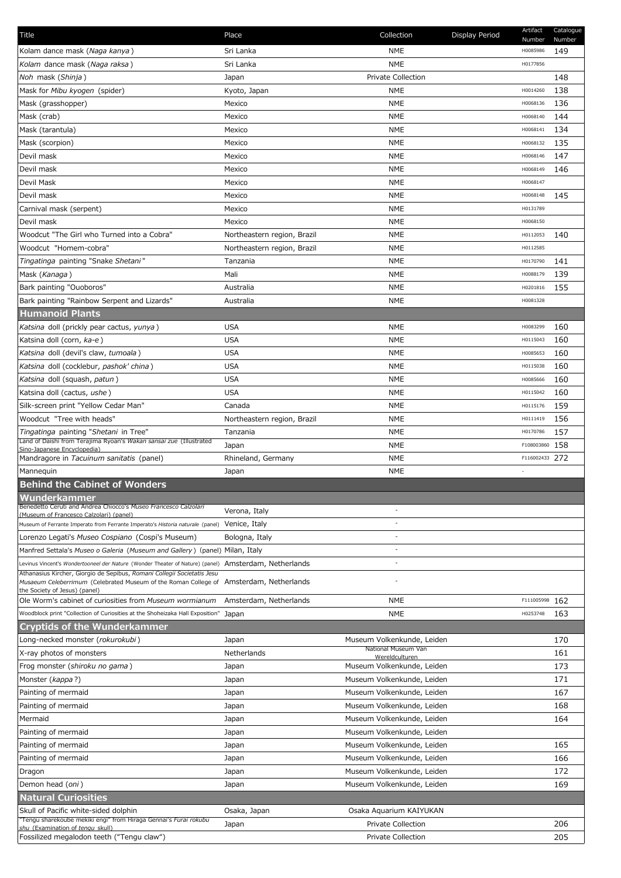| Title | Place | Collection | Display Period | Artifact Number | Catalogue Number |
|---|---|---|---|---|---|
| Kolam dance mask (*Naga kanya*) | Sri Lanka | NME | | H0085986 | 149 |
| *Kolam* dance mask (*Naga raksa*) | Sri Lanka | NME | | H0177856 | |
| *Noh* mask (*Shinja*) | Japan | Private Collection | | | 148 |
| Mask for *Mibu kyogen* (spider) | Kyoto, Japan | NME | | H0014260 | 138 |
| Mask (grasshopper) | Mexico | NME | | H0068136 | 136 |
| Mask (crab) | Mexico | NME | | H0068140 | 144 |
| Mask (tarantula) | Mexico | NME | | H0068141 | 134 |
| Mask (scorpion) | Mexico | NME | | H0068132 | 135 |
| Devil mask | Mexico | NME | | H0068146 | 147 |
| Devil mask | Mexico | NME | | H0068149 | 146 |
| Devil Mask | Mexico | NME | | H0068147 | |
| Devil mask | Mexico | NME | | H0068148 | 145 |
| Carnival mask (serpent) | Mexico | NME | | H0131789 | |
| Devil mask | Mexico | NME | | H0068150 | |
| Woodcut "The Girl who Turned into a Cobra" | Northeastern region, Brazil | NME | | H0112053 | 140 |
| Woodcut "Homem-cobra" | Northeastern region, Brazil | NME | | H0112585 | |
| *Tingatinga* painting "Snake *Shetani*" | Tanzania | NME | | H0170790 | 141 |
| Mask (*Kanaga*) | Mali | NME | | H0088179 | 139 |
| Bark painting "Ouoboros" | Australia | NME | | H0201816 | 155 |
| Bark painting "Rainbow Serpent and Lizards" | Australia | NME | | H0081328 | |
| **Humanoid Plants** | | | | | |
| *Katsina* doll (prickly pear cactus, *yunya*) | USA | NME | | H0083299 | 160 |
| Katsina doll (corn, *ka-e*) | USA | NME | | H0115043 | 160 |
| *Katsina* doll (devil's claw, *tumoala*) | USA | NME | | H0085653 | 160 |
| *Katsina* doll (cocklebur, *pashok' china*) | USA | NME | | H0115038 | 160 |
| *Katsina* doll (squash, *patun*) | USA | NME | | H0085666 | 160 |
| Katsina doll (cactus, *ushe*) | USA | NME | | H0115042 | 160 |
| Silk-screen print "Yellow Cedar Man" | Canada | NME | | H0115176 | 159 |
| Woodcut "Tree with heads" | Northeastern region, Brazil | NME | | H0111419 | 156 |
| *Tingatinga* painting "*Shetani* in Tree" | Tanzania | NME | | H0170786 | 157 |
| Land of Daishi from Terajima Ryoan's *Wakan sansai zue* (Illustrated Sino-Japanese Encyclopedia) | Japan | NME | | F108003860 | 158 |
| Mandragore in *Tacuinum sanitatis* (panel) | Rhineland, Germany | NME | | F116002433 | 272 |
| Mannequin | Japan | NME | | - | |
| **Behind the Cabinet of Wonders** | | | | | |
| **Wunderkammer** | | | | | |
| Benedetto Ceruti and Andrea Chiocco's *Museo Francesco Calzolari* (Museum of Francesco Calzolari) (panel) | Verona, Italy | - | | | |
| Museum of Ferrante Imperato from Ferrante Imperato's *Historia naturale* (panel) | Venice, Italy | - | | | |
| Lorenzo Legati's *Museo Cospiano* (Cospi's Museum) | Bologna, Italy | - | | | |
| Manfred Settala's *Museo o Galeria* (*Museum and Gallery*) (panel) | Milan, Italy | - | | | |
| Levinus Vincent's *Wondertooneel der Nature* (Wonder Theater of Nature) (panel) | Amsterdam, Netherlands | - | | | |
| Athanasius Kircher, Giorgio de Sepibus, *Romani Collegii Societatis Jesu Musaeum Celeberrimum* (Celebrated Museum of the Roman College of the Society of Jesus) (panel) | Amsterdam, Netherlands | - | | | |
| Ole Worm's cabinet of curiosities from *Museum wormianum* | Amsterdam, Netherlands | NME | | F111005998 | 162 |
| Woodblock print "Collection of Curiosities at the Shoheizaka Hall Exposition" | Japan | NME | | H0253748 | 163 |
| **Cryptids of the Wunderkammer** | | | | | |
| Long-necked monster (*rokurokubi*) | Japan | Museum Volkenkunde, Leiden | | | 170 |
| X-ray photos of monsters | Netherlands | National Museum Van Wereldculturen | | | 161 |
| Frog monster (*shiroku no gama*) | Japan | Museum Volkenkunde, Leiden | | | 173 |
| Monster (*kappa*?) | Japan | Museum Volkenkunde, Leiden | | | 171 |
| Painting of mermaid | Japan | Museum Volkenkunde, Leiden | | | 167 |
| Painting of mermaid | Japan | Museum Volkenkunde, Leiden | | | 168 |
| Mermaid | Japan | Museum Volkenkunde, Leiden | | | 164 |
| Painting of mermaid | Japan | Museum Volkenkunde, Leiden | | | |
| Painting of mermaid | Japan | Museum Volkenkunde, Leiden | | | 165 |
| Painting of mermaid | Japan | Museum Volkenkunde, Leiden | | | 166 |
| Dragon | Japan | Museum Volkenkunde, Leiden | | | 172 |
| Demon head (*oni*) | Japan | Museum Volkenkunde, Leiden | | | 169 |
| **Natural Curiosities** | | | | | |
| Skull of Pacific white-sided dolphin | Osaka, Japan | Osaka Aquarium KAIYUKAN | | | |
| "Tengu sharekoube mekiki engi" from Hiraga Gennai's *Furai rokubu shu* (Examination of *tengu* skull) | Japan | Private Collection | | | 206 |
| Fossilized megalodon teeth ("Tengu claw") | | Private Collection | | | 205 |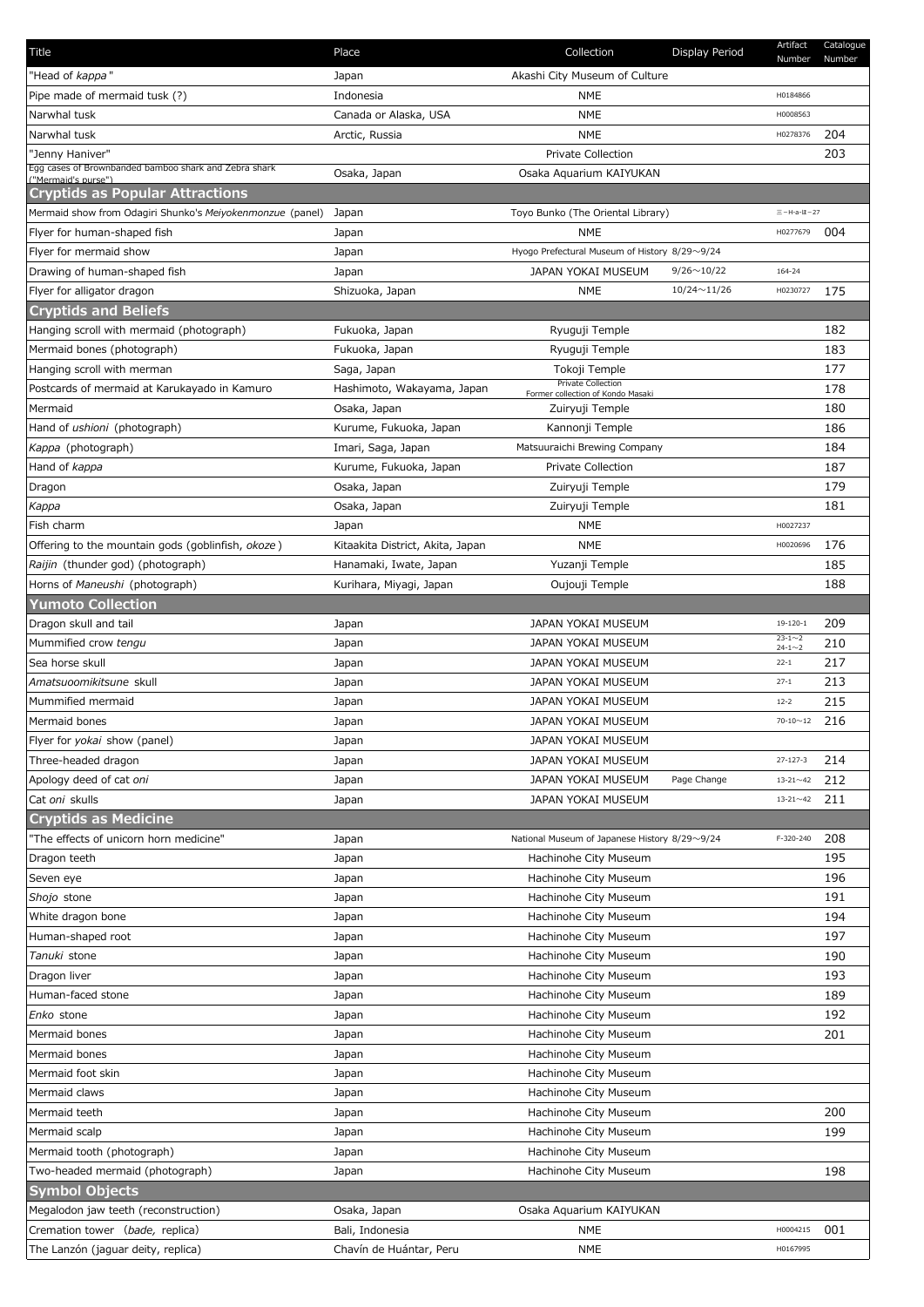| Title | Place | Collection | Display Period | Artifact Number | Catalogue Number |
|---|---|---|---|---|---|
| "Head of *kappa*" | Japan | Akashi City Museum of Culture | | | |
| Pipe made of mermaid tusk (?) | Indonesia | NME | | H0184866 | |
| Narwhal tusk | Canada or Alaska, USA | NME | | H0008563 | |
| Narwhal tusk | Arctic, Russia | NME | | H0278376 | 204 |
| "Jenny Haniver" | | Private Collection | | | 203 |
| Egg cases of Brownbanded bamboo shark and Zebra shark ("Mermaid's purse") | Osaka, Japan | Osaka Aquarium KAIYUKAN | | | |
| **Cryptids as Popular Attractions** | | | | | |
| Mermaid show from Odagiri Shunko's *Meiyokenmonzue* (panel) | Japan | Toyo Bunko (The Oriental Library) | | 三-H-a-は-27 | |
| Flyer for human-shaped fish | Japan | NME | | H0277679 | 004 |
| Flyer for mermaid show | Japan | Hyogo Prefectural Museum of History 8/29～9/24 | | | |
| Drawing of human-shaped fish | Japan | JAPAN YOKAI MUSEUM | 9/26～10/22 | 164-24 | |
| Flyer for alligator dragon | Shizuoka, Japan | NME | 10/24～11/26 | H0230727 | 175 |
| **Cryptids and Beliefs** | | | | | |
| Hanging scroll with mermaid (photograph) | Fukuoka, Japan | Ryuguji Temple | | | 182 |
| Mermaid bones (photograph) | Fukuoka, Japan | Ryuguji Temple | | | 183 |
| Hanging scroll with merman | Saga, Japan | Tokoji Temple | | | 177 |
| Postcards of mermaid at Karukayado in Kamuro | Hashimoto, Wakayama, Japan | Private Collection Former collection of Kondo Masaki | | | 178 |
| Mermaid | Osaka, Japan | Zuiryuji Temple | | | 180 |
| Hand of *ushioni* (photograph) | Kurume, Fukuoka, Japan | Kannonji Temple | | | 186 |
| *Kappa* (photograph) | Imari, Saga, Japan | Matsuuraichi Brewing Company | | | 184 |
| Hand of *kappa* | Kurume, Fukuoka, Japan | Private Collection | | | 187 |
| Dragon | Osaka, Japan | Zuiryuji Temple | | | 179 |
| *Kappa* | Osaka, Japan | Zuiryuji Temple | | | 181 |
| Fish charm | Japan | NME | | H0027237 | |
| Offering to the mountain gods (goblinfish, *okoze*) | Kitaakita District, Akita, Japan | NME | | H0020696 | 176 |
| *Raijin* (thunder god) (photograph) | Hanamaki, Iwate, Japan | Yuzanji Temple | | | 185 |
| Horns of *Maneushi* (photograph) | Kurihara, Miyagi, Japan | Oujouji Temple | | | 188 |
| **Yumoto Collection** | | | | | |
| Dragon skull and tail | Japan | JAPAN YOKAI MUSEUM | | 19-120-1 | 209 |
| Mummified crow *tengu* | Japan | JAPAN YOKAI MUSEUM | | 23-1～2 24-1～2 | 210 |
| Sea horse skull | Japan | JAPAN YOKAI MUSEUM | | 22-1 | 217 |
| *Amatsuoomikitsune* skull | Japan | JAPAN YOKAI MUSEUM | | 27-1 | 213 |
| Mummified mermaid | Japan | JAPAN YOKAI MUSEUM | | 12-2 | 215 |
| Mermaid bones | Japan | JAPAN YOKAI MUSEUM | | 70-10～12 | 216 |
| Flyer for *yokai* show (panel) | Japan | JAPAN YOKAI MUSEUM | | | |
| Three-headed dragon | Japan | JAPAN YOKAI MUSEUM | | 27-127-3 | 214 |
| Apology deed of cat *oni* | Japan | JAPAN YOKAI MUSEUM | Page Change | 13-21～42 | 212 |
| Cat *oni* skulls | Japan | JAPAN YOKAI MUSEUM | | 13-21～42 | 211 |
| **Cryptids as Medicine** | | | | | |
| "The effects of unicorn horn medicine" | Japan | National Museum of Japanese History 8/29～9/24 | | F-320-240 | 208 |
| Dragon teeth | Japan | Hachinohe City Museum | | | 195 |
| Seven eye | Japan | Hachinohe City Museum | | | 196 |
| *Shojo* stone | Japan | Hachinohe City Museum | | | 191 |
| White dragon bone | Japan | Hachinohe City Museum | | | 194 |
| Human-shaped root | Japan | Hachinohe City Museum | | | 197 |
| *Tanuki* stone | Japan | Hachinohe City Museum | | | 190 |
| Dragon liver | Japan | Hachinohe City Museum | | | 193 |
| Human-faced stone | Japan | Hachinohe City Museum | | | 189 |
| *Enko* stone | Japan | Hachinohe City Museum | | | 192 |
| Mermaid bones | Japan | Hachinohe City Museum | | | 201 |
| Mermaid bones | Japan | Hachinohe City Museum | | | |
| Mermaid foot skin | Japan | Hachinohe City Museum | | | |
| Mermaid claws | Japan | Hachinohe City Museum | | | |
| Mermaid teeth | Japan | Hachinohe City Museum | | | 200 |
| Mermaid scalp | Japan | Hachinohe City Museum | | | 199 |
| Mermaid tooth (photograph) | Japan | Hachinohe City Museum | | | |
| Two-headed mermaid (photograph) | Japan | Hachinohe City Museum | | | 198 |
| **Symbol Objects** | | | | | |
| Megalodon jaw teeth (reconstruction) | Osaka, Japan | Osaka Aquarium KAIYUKAN | | | |
| Cremation tower (*bade,* replica) | Bali, Indonesia | NME | | H0004215 | 001 |
| The Lanzón (jaguar deity, replica) | Chavín de Huántar, Peru | NME | | H0167995 | |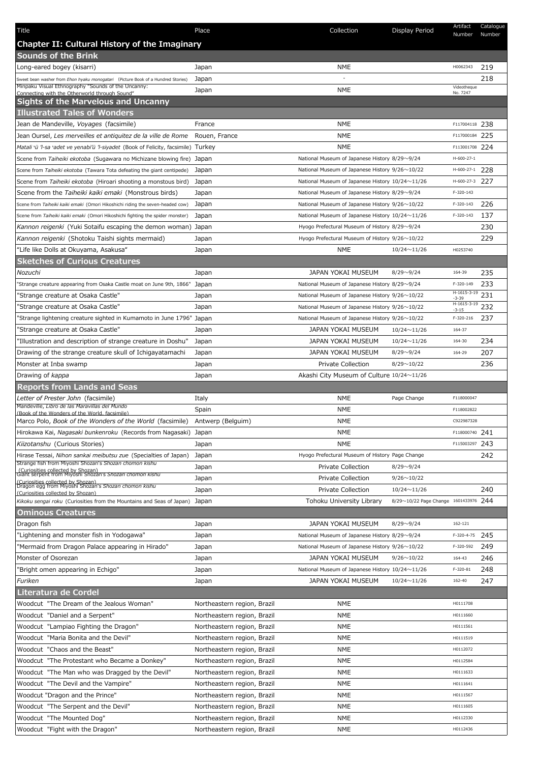| Title | Place | Collection | Display Period | Artifact Number | Catalogue Number |
|---|---|---|---|---|---|
| **Chapter II: Cultural History of the Imaginary** | | | | | |
| **Sounds of the Brink** | | | | | |
| Long-eared bogey (kisarri) | Japan | NME | | H0062343 | 219 |
| Sweet bean washer from *Ehon hyaku monogatari* (Picture Book of a Hundred Stories) | Japan | - | | | 218 |
| Minpaku Visual Ethnography "Sounds of the Uncanny: Connecting with the Otherworld through Sound" | Japan | NME | | Videotheque No. 7247 | |
| **Sights of the Marvelous and Uncanny** | | | | | |
| **Illustrated Tales of Wonders** | | | | | |
| Jean de Mandeville, *Voyages* (facsimile) | France | NME | | F117004118 | 238 |
| Jean Oursel, *Les merveilles et antiquitez de la ville de Rome* | Rouen, France | NME | | F117000184 | 225 |
| *Matali ʻü 'l-sa ʻadet ve yenabiʻü 'l-siyadet* (Book of Felicity, facsimile) | Turkey | NME | | F113001708 | 224 |
| Scene from *Taiheiki ekotoba* (Sugawara no Michizane blowing fire) | Japan | National Museum of Japanese History | 8/29～9/24 | H-600-27-1 | |
| Scene from *Taiheiki ekotoba* (Tawara Tota defeating the giant centipede) | Japan | National Museum of Japanese History | 9/26～10/22 | H-600-27-1 | 228 |
| Scene from *Taiheiki ekotoba* (Hiroari shooting a monstous bird) | Japan | National Museum of Japanese History | 10/24～11/26 | H-600-27-3 | 227 |
| Scene from the *Taiheiki kaiki emaki* (Monstrous birds) | Japan | National Museum of Japanese History | 8/29～9/24 | F-320-143 | |
| Scene from *Taiheiki kaiki emaki* (Omori Hikoshichi riding the seven-headed cow) | Japan | National Museum of Japanese History | 9/26～10/22 | F-320-143 | 226 |
| Scene from the *Taiheiki kaiki emaki* (Omori Hikoshichi fighting the spider monster) | Japan | National Museum of Japanese History | 10/24～11/26 | F-320-143 | 137 |
| *Kannon reigenki* (Yuki Sotaifu escaping the demon woman) | Japan | Hyogo Prefectural Museum of History | 8/29～9/24 | | 230 |
| *Kannon reigenki* (Shotoku Taishi sights mermaid) | Japan | Hyogo Prefectural Museum of History | 9/26～10/22 | | 229 |
| "Life like Dolls at Okuyama, Asakusa" | Japan | NME | 10/24～11/26 | H0253740 | |
| **Sketches of Curious Creatures** | | | | | |
| *Nozuchi* | Japan | JAPAN YOKAI MUSEUM | 8/29～9/24 | 164-39 | 235 |
| "Strange creature appearing from Osaka Castle moat on June 9th, 1866" | Japan | National Museum of Japanese History | 8/29～9/24 | F-320-149 | 233 |
| "Strange creature at Osaka Castle" | Japan | National Museum of Japanese History | 9/26～10/22 | H-1615-3-19-3-39 | 231 |
| "Strange creature at Osaka Castle" | Japan | National Museum of Japanese History | 9/26～10/22 | H-1615-3-19-3-15 | 232 |
| "Strange lightening creature sighted in Kumamoto in June 1796" | Japan | National Museum of Japanese History | 9/26～10/22 | F-320-216 | 237 |
| "Strange creature at Osaka Castle" | Japan | JAPAN YOKAI MUSEUM | 10/24～11/26 | 164-37 | |
| "Illustration and description of strange creature in Doshu" | Japan | JAPAN YOKAI MUSEUM | 10/24～11/26 | 164-30 | 234 |
| Drawing of the strange creature skull of Ichigayatamachi | Japan | JAPAN YOKAI MUSEUM | 8/29～9/24 | 164-29 | 207 |
| Monster at Inba swamp | Japan | Private Collection | 8/29～10/22 | | 236 |
| Drawing of *kappa* | Japan | Akashi City Museum of Culture | 10/24～11/26 | | |
| **Reports from Lands and Seas** | | | | | |
| *Letter of Prester John* (facsimile) | Italy | NME | Page Change | F118000047 | |
| Mandeville, *Libro de las Maravillas del Mundo* (Book of the Wonders of the World, facsimile) | Spain | NME | | F118002822 | |
| Marco Polo, *Book of the Wonders of the World* (facsimile) | Antwerp (Belguim) | NME | | C922987328 | |
| Hirokawa Kai, *Nagasaki bunkenroku* (Records from Nagasaki) | Japan | NME | | F118000740 | 241 |
| *Kiizotanshu* (Curious Stories) | Japan | NME | | F115003297 | 243 |
| Hirase Tessai, *Nihon sankai meibutsu zue* (Specialties of Japan) | Japan | Hyogo Prefectural Museum of History | Page Change | | 242 |
| Strange fish from Miyoshi Shozan's *Shozan chomon kishu* (Curiosities collected by Shozan) | Japan | Private Collection | 8/29～9/24 | | |
| Giant serpent from Miyoshi Shozan's *Shozan chomon kishu* (Curiosities collected by Shozan) | Japan | Private Collection | 9/26～10/22 | | |
| Dragon egg from Miyoshi Shozan's *Shozan chomon kishu* (Curiosities collected by Shozan) | Japan | Private Collection | 10/24～11/26 | | 240 |
| *Kikoku sengai roku* (Curiosities from the Mountains and Seas of Japan) | Japan | Tohoku University Library | 8/29～10/22 Page Change | 1601433976 | 244 |
| **Ominous Creatures** | | | | | |
| Dragon fish | Japan | JAPAN YOKAI MUSEUM | 8/29～9/24 | 162-121 | |
| "Lightening and monster fish in Yodogawa" | Japan | National Museum of Japanese History | 8/29～9/24 | F-320-4-75 | 245 |
| "Mermaid from Dragon Palace appearing in Hirado" | Japan | National Museum of Japanese History | 9/26～10/22 | F-320-592 | 249 |
| Monster of Osorezan | Japan | JAPAN YOKAI MUSEUM | 9/26～10/22 | 164-43 | 246 |
| "Bright omen appearing in Echigo" | Japan | National Museum of Japanese History | 10/24～11/26 | F-320-81 | 248 |
| *Furiken* | Japan | JAPAN YOKAI MUSEUM | 10/24～11/26 | 162-40 | 247 |
| **Literatura de Cordel** | | | | | |
| Woodcut "The Dream of the Jealous Woman" | Northeastern region, Brazil | NME | | H0111708 | |
| Woodcut "Daniel and a Serpent" | Northeastern region, Brazil | NME | | H0111660 | |
| Woodcut "Lampiao Fighting the Dragon" | Northeastern region, Brazil | NME | | H0111561 | |
| Woodcut "Maria Bonita and the Devil" | Northeastern region, Brazil | NME | | H0111519 | |
| Woodcut "Chaos and the Beast" | Northeastern region, Brazil | NME | | H0112072 | |
| Woodcut "The Protestant who Became a Donkey" | Northeastern region, Brazil | NME | | H0112584 | |
| Woodcut "The Man who was Dragged by the Devil" | Northeastern region, Brazil | NME | | H0111633 | |
| Woodcut "The Devil and the Vampire" | Northeastern region, Brazil | NME | | H0111641 | |
| Woodcut "Dragon and the Prince" | Northeastern region, Brazil | NME | | H0111567 | |
| Woodcut "The Serpent and the Devil" | Northeastern region, Brazil | NME | | H0111605 | |
| Woodcut "The Mounted Dog" | Northeastern region, Brazil | NME | | H0112330 | |
| Woodcut "Fight with the Dragon" | Northeastern region, Brazil | NME | | H0112436 | |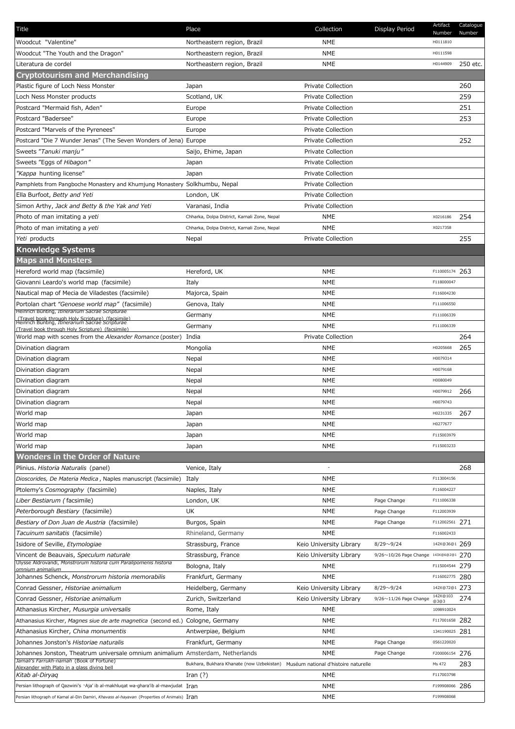| Title | Place | Collection | Display Period | Artifact Number | Catalogue Number |
|---|---|---|---|---|---|
| Woodcut "Valentine" | Northeastern region, Brazil | NME | | H0111810 | |
| Woodcut "The Youth and the Dragon" | Northeastern region, Brazil | NME | | H0111598 | |
| Literatura de cordel | Northeastern region, Brazil | NME | | H0144909 | 250 etc. |
| **Cryptotourism and Merchandising** | | | | | |
| Plastic figure of Loch Ness Monster | Japan | Private Collection | | | 260 |
| Loch Ness Monster products | Scotland, UK | Private Collection | | | 259 |
| Postcard "Mermaid fish, Aden" | Europe | Private Collection | | | 251 |
| Postcard "Badersee" | Europe | Private Collection | | | 253 |
| Postcard "Marvels of the Pyrenees" | Europe | Private Collection | | | |
| Postcard "Die 7 Wunder Jenas" (The Seven Wonders of Jena) | Europe | Private Collection | | | 252 |
| Sweets "*Tanuki manju*" | Saijo, Ehime, Japan | Private Collection | | | |
| Sweets "Eggs of *Hibagon*" | Japan | Private Collection | | | |
| "*Kappa* hunting license" | Japan | Private Collection | | | |
| Pamphlets from Pangboche Monastery and Khumjung Monastery | Solkhumbu, Nepal | Private Collection | | | |
| Ella Burfoot, *Betty and Yeti* | London, UK | Private Collection | | | |
| Simon Arthy, *Jack and Betty & the Yak and Yeti* | Varanasi, India | Private Collection | | | |
| Photo of man imitating a *yeti* | Chharka, Dolpa District, Karnali Zone, Nepal | NME | | X0216186 | 254 |
| Photo of man imitating a *yeti* | Chharka, Dolpa District, Karnali Zone, Nepal | NME | | X0217358 | |
| *Yeti* products | Nepal | Private Collection | | | 255 |
| **Knowledge Systems** | | | | | |
| **Maps and Monsters** | | | | | |
| Hereford world map (facsimile) | Hereford, UK | NME | | F110005174 | 263 |
| Giovanni Leardo's world map (facsimile) | Italy | NME | | F118000047 | |
| Nautical map of Mecia de Viladestes (facsimile) | Majorca, Spain | NME | | F116004230 | |
| Portolan chart *"Genoese world map"* (facsimile) | Genova, Italy | NME | | F111006550 | |
| Heinrich Bunting, *Itinerarium Sacrae Scripturae* (Travel book through Holy Scripture) (facsimile) | Germany | NME | | F111006339 | |
| Heinrich Bunting, *Itinerarium Sacrae Scripturae* (Travel book through Holy Scripture) (facsimile) | Germany | NME | | F111006339 | |
| World map with scenes from the *Alexander Romance* (poster) | India | Private Collection | | | 264 |
| Divination diagram | Mongolia | NME | | H0205668 | 265 |
| Divination diagram | Nepal | NME | | H0079314 | |
| Divination diagram | Nepal | NME | | H0079168 | |
| Divination diagram | Nepal | NME | | H0080049 | |
| Divination diagram | Nepal | NME | | H0079912 | 266 |
| Divination diagram | Nepal | NME | | H0079743 | |
| World map | Japan | NME | | H0231335 | 267 |
| World map | Japan | NME | | H0277677 | |
| World map | Japan | NME | | F115003979 | |
| World map | Japan | NME | | F115003233 | |
| **Wonders in the Order of Nature** | | | | | |
| Plinius、*Historia Naturalis* (panel) | Venice, Italy | - | | | 268 |
| *Dioscorides, De Materia Medica*, Naples manuscript (facsimile) | Italy | NME | | F113004156 | |
| Ptolemy's *Cosmography* (facsimile) | Naples, Italy | NME | | F116004227 | |
| *Liber Bestiarum (* facsimile) | London, UK | NME | Page Change | F111006338 | |
| *Peterborough Bestiary* (facsimile) | UK | NME | Page Change | F112003939 | |
| *Bestiary of Don Juan de Austria* (facsimile) | Burgos, Spain | NME | Page Change | F112002561 | 271 |
| *Tacuinum sanitatis* (facsimile) | Rhineland, Germany | NME | | F116002433 | |
| Isidore of Seville, *Etymologiae* | Strassburg, France | Keio University Library | 8/29～9/24 | 142X@36@1 | 269 |
| Vincent de Beauvais, *Speculum naturale* | Strassburg, France | Keio University Library | 9/26～10/26 Page Change | 143X@6@2@1 | 270 |
| Ulysse Aldrovandi, *Monstrorum historia cum Paralipomenis historia omnium animalium* | Bologna, Italy | NME | | F115004544 | 279 |
| Johannes Schenck, *Monstrorum historia memorabilis* | Frankfurt, Germany | NME | | F116002775 | 280 |
| Conrad Gessner, *Historiae animalium* | Heidelberg, Germany | Keio University Library | 8/29～9/24 | 142X@72@1 | 273 |
| Conrad Gessner, *Historiae animalium* | Zurich, Switzerland | Keio University Library | 9/26～11/26 Page Change | 142X@103@3@3 | 274 |
| Athanasius Kircher, *Musurgia universalis* | Rome, Italy | NME | | 1098910024 | |
| Athanasius Kircher, *Magnes siue de arte magnetica* (second ed.) | Cologne, Germany | NME | | F117001658 | 282 |
| Athanasius Kircher, *China monumentis* | Antwerpiae, Belgium | NME | | 1341190025 | 281 |
| Johannes Jonston's *Historiae naturalis* | Frankfurt, Germany | NME | Page Change | 0561220020 | |
| Johannes Jonston, Theatrum universale omnium animalium | Amsterdam, Netherlands | NME | Page Change | F200006154 | 276 |
| *Jamali's Farrukh-namah* (Book of Fortune) Alexander with Plato in a glass diving bell | Bukhara, Bukhara Khanate (now Uzbekistan) | Muséum national d'histoire naturelle | | Ms 472 | 283 |
| *Kitab al-Diryaq* | Iran (?) | NME | | F117003798 | |
| Persian lithograph of Qazwini's ʿAjaʾ ib al-makhluqat wa-gharaʾib al-mawjudat | Iran | NME | | F199908066 | 286 |
| Persian lithograph of Kamal al-Din Damiri, *Khavass al-hayavan* (Properties of Animals) | Iran | NME | | F199908068 | |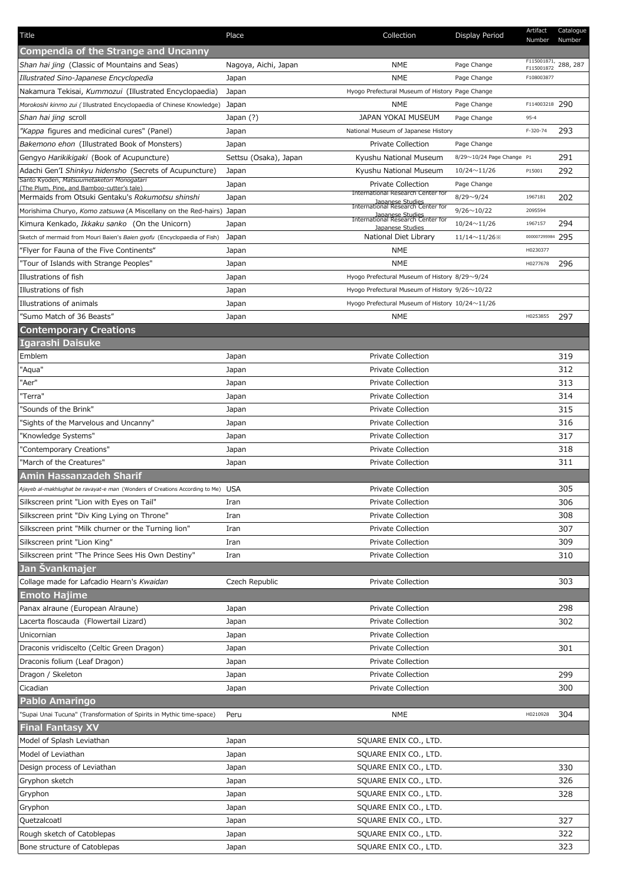| Title | Place | Collection | Display Period | Artifact Number | Catalogue Number |
|---|---|---|---|---|---|
| **Compendia of the Strange and Uncanny** | | | | | |
| *Shan hai jing* (Classic of Mountains and Seas) | Nagoya, Aichi, Japan | NME | Page Change | F115001871, F115001872 | 288, 287 |
| *Illustrated Sino-Japanese Encyclopedia* | Japan | NME | Page Change | F108003877 | |
| Nakamura Tekisai, *Kummozui* (Illustrated Encyclopaedia) | Japan | Hyogo Prefectural Museum of History | Page Change | | |
| *Morokoshi kinmo zui* (Illustrated Encyclopaedia of Chinese Knowledge) | Japan | NME | Page Change | F114003218 | 290 |
| *Shan hai jing* scroll | Japan (?) | JAPAN YOKAI MUSEUM | Page Change | 95-4 | |
| "*Kappa* figures and medicinal cures" (Panel) | Japan | National Museum of Japanese History | | F-320-74 | 293 |
| *Bakemono ehon* (Illustrated Book of Monsters) | Japan | Private Collection | Page Change | | |
| Gengyo *Harikikigaki* (Book of Acupuncture) | Settsu (Osaka), Japan | Kyushu National Museum | 8/29～10/24 Page Change | P1 | 291 |
| Adachi Gen'I *Shinkyu hidensho* (Secrets of Acupuncture) | Japan | Kyushu National Museum | 10/24～11/26 | P15001 | 292 |
| Santo Kyoden, *Matsuumetaketori Monogatari* (The Plum, Pine, and Bamboo-cutter's tale) | Japan | Private Collection | Page Change | | |
| Mermaids from Otsuki Gentaku's *Rokumotsu shinshi* | Japan | International Research Center for Japanese Studies | 8/29～9/24 | 1967181 | 202 |
| Morishima Churyo, *Komo zatsuwa* (A Miscellany on the Red-hairs) | Japan | International Research Center for Japanese Studies | 9/26～10/22 | 2095594 | |
| Kimura Kenkado, *Ikkaku sanko* (On the Unicorn) | Japan | International Research Center for Japanese Studies | 10/24～11/26 | 1967157 | 294 |
| Sketch of mermaid from Mouri Baien's *Baien gyofu* (Encyclopaedia of Fish) | Japan | National Diet Library | 11/14～11/26※ | 000007295984 | 295 |
| "Flyer for Fauna of the Five Continents" | Japan | NME | | H0230377 | |
| "Tour of Islands with Strange Peoples" | Japan | NME | | H0277678 | 296 |
| Illustrations of fish | Japan | Hyogo Prefectural Museum of History | 8/29～9/24 | | |
| Illustrations of fish | Japan | Hyogo Prefectural Museum of History | 9/26～10/22 | | |
| Illustrations of animals | Japan | Hyogo Prefectural Museum of History | 10/24～11/26 | | |
| "Sumo Match of 36 Beasts" | Japan | NME | | H0253855 | 297 |
| **Contemporary Creations** | | | | | |
| **Igarashi Daisuke** | | | | | |
| Emblem | Japan | Private Collection | | | 319 |
| "Aqua" | Japan | Private Collection | | | 312 |
| "Aer" | Japan | Private Collection | | | 313 |
| "Terra" | Japan | Private Collection | | | 314 |
| "Sounds of the Brink" | Japan | Private Collection | | | 315 |
| "Sights of the Marvelous and Uncanny" | Japan | Private Collection | | | 316 |
| "Knowledge Systems" | Japan | Private Collection | | | 317 |
| "Contemporary Creations" | Japan | Private Collection | | | 318 |
| "March of the Creatures" | Japan | Private Collection | | | 311 |
| **Amin Hassanzadeh Sharif** | | | | | |
| *Ajayeb al-makhlughat be ravayat-e man* (Wonders of Creations According to Me) | USA | Private Collection | | | 305 |
| Silkscreen print "Lion with Eyes on Tail" | Iran | Private Collection | | | 306 |
| Silkscreen print "Div King Lying on Throne" | Iran | Private Collection | | | 308 |
| Silkscreen print "Milk churner or the Turning lion" | Iran | Private Collection | | | 307 |
| Silkscreen print "Lion King" | Iran | Private Collection | | | 309 |
| Silkscreen print "The Prince Sees His Own Destiny" | Iran | Private Collection | | | 310 |
| **Jan Švankmajer** | | | | | |
| Collage made for Lafcadio Hearn's *Kwaidan* | Czech Republic | Private Collection | | | 303 |
| **Emoto Hajime** | | | | | |
| Panax alraune (European Alraune) | Japan | Private Collection | | | 298 |
| Lacerta floscauda (Flowertail Lizard) | Japan | Private Collection | | | 302 |
| Unicornian | Japan | Private Collection | | | |
| Draconis vridisceIto (Celtic Green Dragon) | Japan | Private Collection | | | 301 |
| Draconis folium (Leaf Dragon) | Japan | Private Collection | | | |
| Dragon / Skeleton | Japan | Private Collection | | | 299 |
| Cicadian | Japan | Private Collection | | | 300 |
| **Pablo Amaringo** | | | | | |
| "Supai Unai Tucuna" (Transformation of Spirits in Mythic time-space) | Peru | NME | | H0210928 | 304 |
| **Final Fantasy XV** | | | | | |
| Model of Splash Leviathan | Japan | SQUARE ENIX CO., LTD. | | | |
| Model of Leviathan | Japan | SQUARE ENIX CO., LTD. | | | |
| Design process of Leviathan | Japan | SQUARE ENIX CO., LTD. | | | 330 |
| Gryphon sketch | Japan | SQUARE ENIX CO., LTD. | | | 326 |
| Gryphon | Japan | SQUARE ENIX CO., LTD. | | | 328 |
| Gryphon | Japan | SQUARE ENIX CO., LTD. | | | |
| Quetzalcoatl | Japan | SQUARE ENIX CO., LTD. | | | 327 |
| Rough sketch of Catoblepas | Japan | SQUARE ENIX CO., LTD. | | | 322 |
| Bone structure of Catoblepas | Japan | SQUARE ENIX CO., LTD. | | | 323 |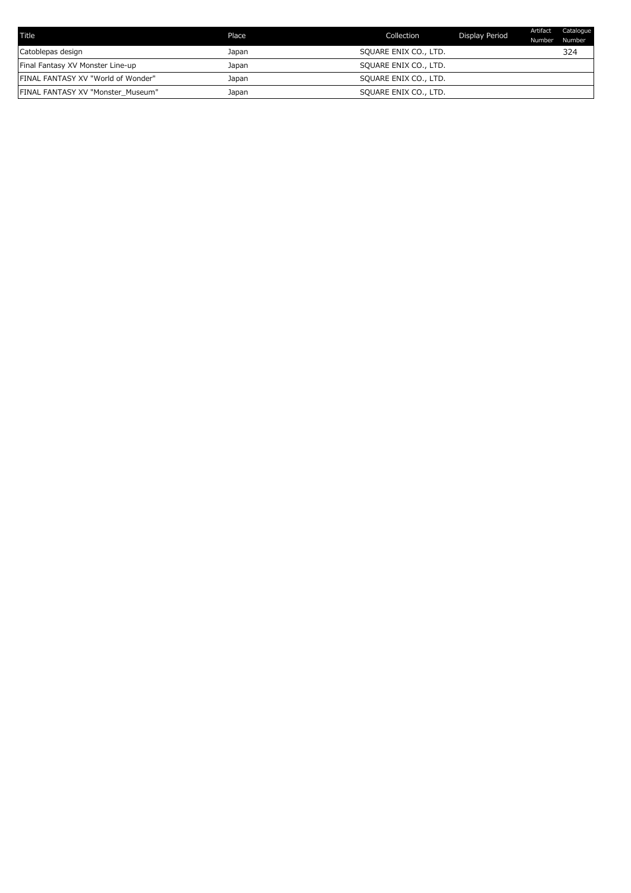| Title | Place | Collection | Display Period | Artifact Number | Catalogue Number |
|---|---|---|---|---|---|
| Catoblepas design | Japan | SQUARE ENIX CO., LTD. | | | 324 |
| Final Fantasy XV Monster Line-up | Japan | SQUARE ENIX CO., LTD. | | | |
| FINAL FANTASY XV "World of Wonder" | Japan | SQUARE ENIX CO., LTD. | | | |
| FINAL FANTASY XV "Monster_Museum" | Japan | SQUARE ENIX CO., LTD. | | | |